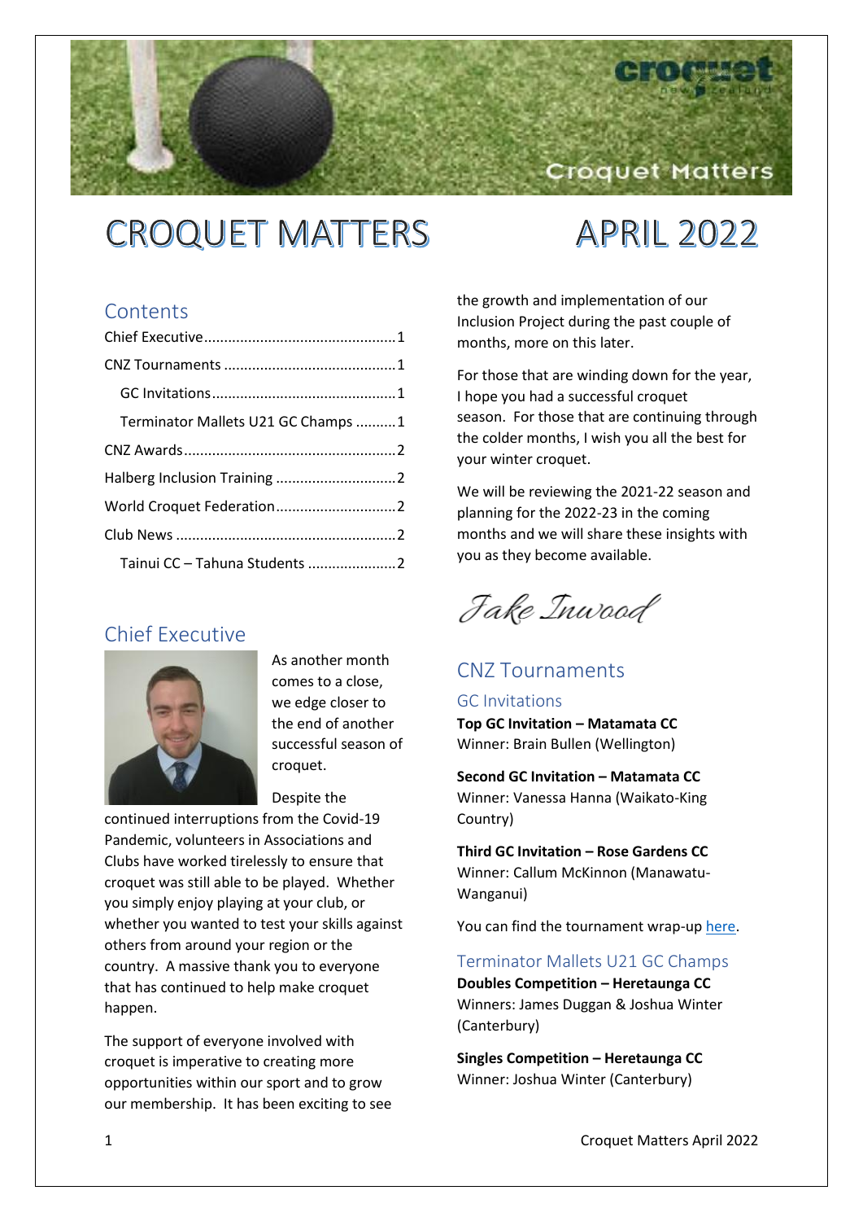# CROQUET MATTERS APRIL 2022

## Contents

- Chief Executive ............................................... 1
- CNZ Tournaments ........................................... 1
  - GC Invitations ............................................. 1
  - Terminator Mallets U21 GC Champs .......... 1
- CNZ Awards ..................................................... 2
- Halberg Inclusion Training ............................. 2
- World Croquet Federation ............................. 2
- Club News ....................................................... 2
  - Tainui CC – Tahuna Students ...................... 2

## Chief Executive

As another month comes to a close, we edge closer to the end of another successful season of croquet.

Despite the continued interruptions from the Covid-19 Pandemic, volunteers in Associations and Clubs have worked tirelessly to ensure that croquet was still able to be played. Whether you simply enjoy playing at your club, or whether you wanted to test your skills against others from around your region or the country. A massive thank you to everyone that has continued to help make croquet happen.

The support of everyone involved with croquet is imperative to creating more opportunities within our sport and to grow our membership. It has been exciting to see the growth and implementation of our Inclusion Project during the past couple of months, more on this later.

For those that are winding down for the year, I hope you had a successful croquet season. For those that are continuing through the colder months, I wish you all the best for your winter croquet.

We will be reviewing the 2021-22 season and planning for the 2022-23 in the coming months and we will share these insights with you as they become available.

*Jake Inwood*

## CNZ Tournaments

### GC Invitations

**Top GC Invitation – Matamata CC**
Winner: Brain Bullen (Wellington)

**Second GC Invitation – Matamata CC**
Winner: Vanessa Hanna (Waikato-King Country)

**Third GC Invitation – Rose Gardens CC**
Winner: Callum McKinnon (Manawatu-Wanganui)

You can find the tournament wrap-up here.

### Terminator Mallets U21 GC Champs

**Doubles Competition – Heretaunga CC**
Winners: James Duggan & Joshua Winter (Canterbury)

**Singles Competition – Heretaunga CC**
Winner: Joshua Winter (Canterbury)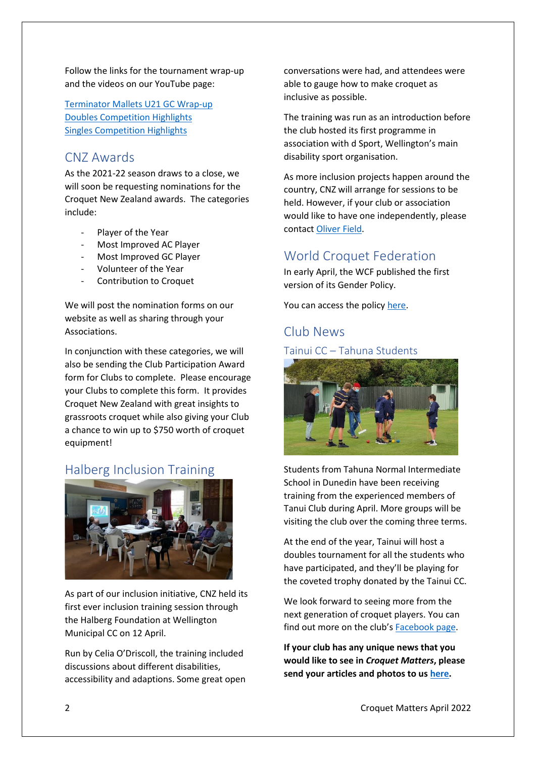Follow the links for the tournament wrap-up and the videos on our YouTube page:

Terminator Mallets U21 GC Wrap-up
Doubles Competition Highlights
Singles Competition Highlights

## CNZ Awards

As the 2021-22 season draws to a close, we will soon be requesting nominations for the Croquet New Zealand awards. The categories include:

- Player of the Year
- Most Improved AC Player
- Most Improved GC Player
- Volunteer of the Year
- Contribution to Croquet

We will post the nomination forms on our website as well as sharing through your Associations.

In conjunction with these categories, we will also be sending the Club Participation Award form for Clubs to complete. Please encourage your Clubs to complete this form. It provides Croquet New Zealand with great insights to grassroots croquet while also giving your Club a chance to win up to $750 worth of croquet equipment!

## Halberg Inclusion Training

As part of our inclusion initiative, CNZ held its first ever inclusion training session through the Halberg Foundation at Wellington Municipal CC on 12 April.

Run by Celia O'Driscoll, the training included discussions about different disabilities, accessibility and adaptions. Some great open conversations were had, and attendees were able to gauge how to make croquet as inclusive as possible.

The training was run as an introduction before the club hosted its first programme in association with d Sport, Wellington's main disability sport organisation.

As more inclusion projects happen around the country, CNZ will arrange for sessions to be held. However, if your club or association would like to have one independently, please contact Oliver Field.

## World Croquet Federation

In early April, the WCF published the first version of its Gender Policy.

You can access the policy here.

## Club News

### Tainui CC – Tahuna Students

Students from Tahuna Normal Intermediate School in Dunedin have been receiving training from the experienced members of Tanui Club during April. More groups will be visiting the club over the coming three terms.

At the end of the year, Tainui will host a doubles tournament for all the students who have participated, and they'll be playing for the coveted trophy donated by the Tainui CC.

We look forward to seeing more from the next generation of croquet players. You can find out more on the club's Facebook page.

**If your club has any unique news that you would like to see in *Croquet Matters*, please send your articles and photos to us here.**